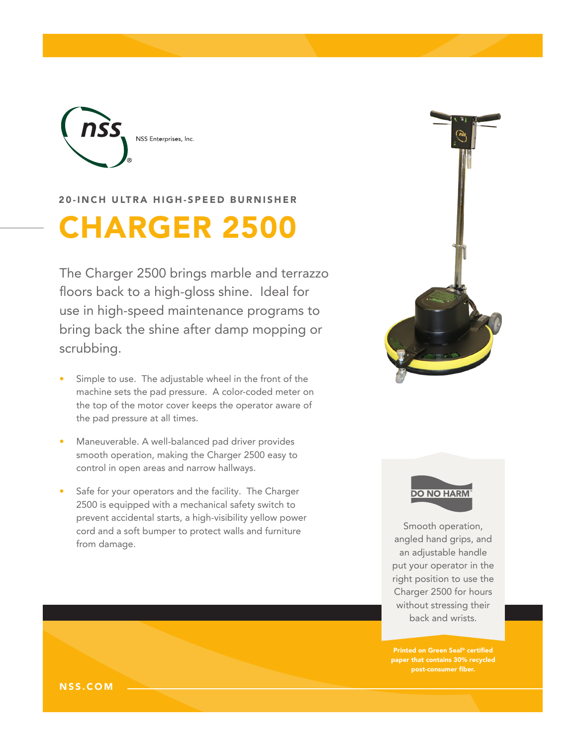NSS Enterprises, Inc.

20-INCH ULTRA HIGH-SPEED BURNISHER

# CHARGER 2500

The Charger 2500 brings marble and terrazzo floors back to a high-gloss shine. Ideal for use in high-speed maintenance programs to bring back the shine after damp mopping or scrubbing.

- Simple to use. The adjustable wheel in the front of the machine sets the pad pressure. A color-coded meter on the top of the motor cover keeps the operator aware of the pad pressure at all times.
- Maneuverable. A well-balanced pad driver provides smooth operation, making the Charger 2500 easy to control in open areas and narrow hallways.
- Safe for your operators and the facility. The Charger 2500 is equipped with a mechanical safety switch to prevent accidental starts, a high-visibility yellow power cord and a soft bumper to protect walls and furniture from damage.

DO NO HARM™

Smooth operation, angled hand grips, and an adjustable handle put your operator in the right position to use the Charger 2500 for hours without stressing their back and wrists.

Printed on Green Seal® certified paper that contains 30% recycled post-consumer fiber.

NSS.COM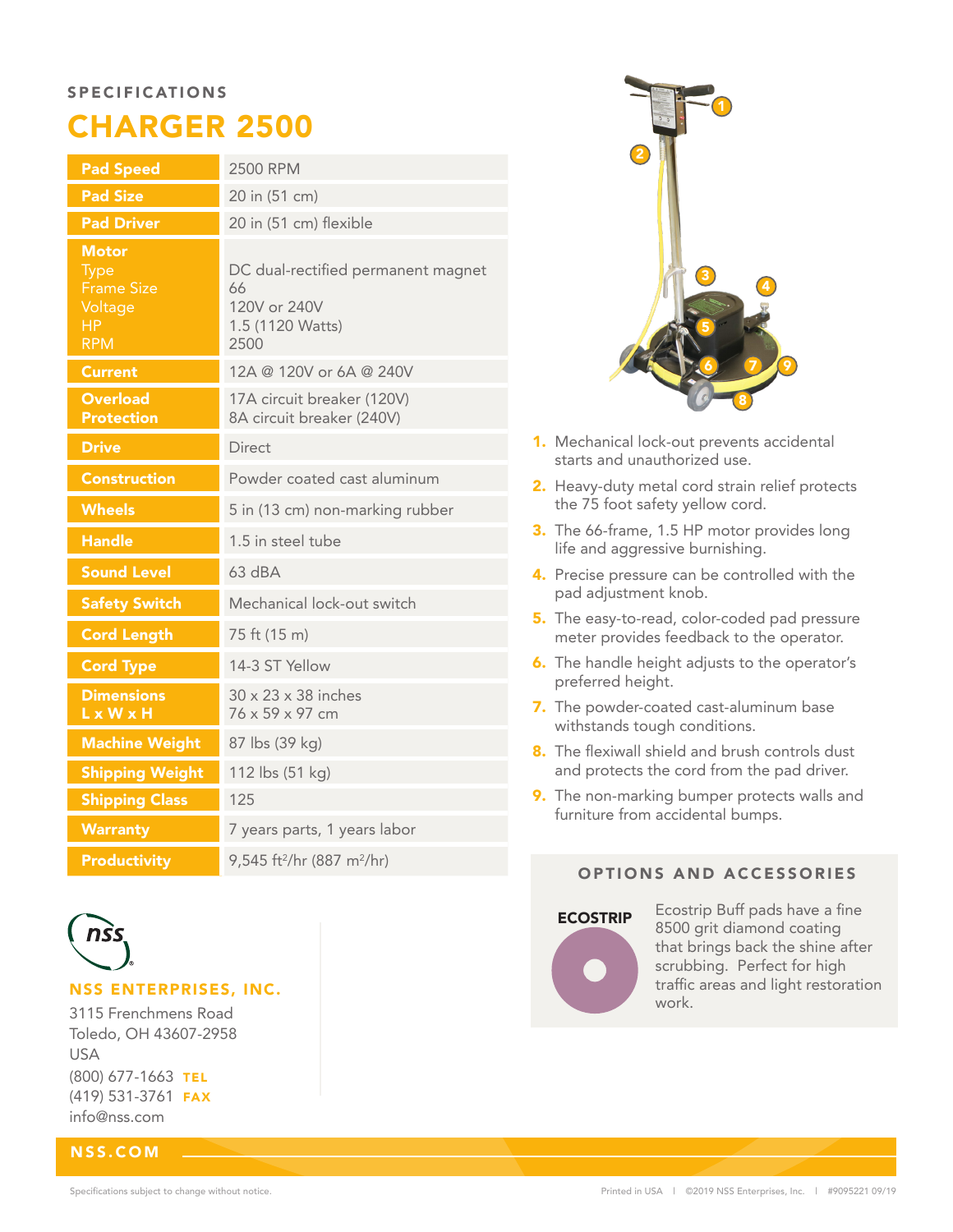## SPECIFICATIONS

# CHARGER 2500

| | |
|---|---|
| **Pad Speed** | 2500 RPM |
| **Pad Size** | 20 in (51 cm) |
| **Pad Driver** | 20 in (51 cm) flexible |
| **Motor**<br>Type<br>Frame Size<br>Voltage<br>HP<br>RPM | DC dual-rectified permanent magnet<br>66<br>120V or 240V<br>1.5 (1120 Watts)<br>2500 |
| **Current** | 12A @ 120V or 6A @ 240V |
| **Overload Protection** | 17A circuit breaker (120V)<br>8A circuit breaker (240V) |
| **Drive** | Direct |
| **Construction** | Powder coated cast aluminum |
| **Wheels** | 5 in (13 cm) non-marking rubber |
| **Handle** | 1.5 in steel tube |
| **Sound Level** | 63 dBA |
| **Safety Switch** | Mechanical lock-out switch |
| **Cord Length** | 75 ft (15 m) |
| **Cord Type** | 14-3 ST Yellow |
| **Dimensions L x W x H** | 30 x 23 x 38 inches<br>76 x 59 x 97 cm |
| **Machine Weight** | 87 lbs (39 kg) |
| **Shipping Weight** | 112 lbs (51 kg) |
| **Shipping Class** | 125 |
| **Warranty** | 7 years parts, 1 years labor |
| **Productivity** | 9,545 $ft^2$/hr (887 $m^2$/hr) |

1. Mechanical lock-out prevents accidental starts and unauthorized use.
2. Heavy-duty metal cord strain relief protects the 75 foot safety yellow cord.
3. The 66-frame, 1.5 HP motor provides long life and aggressive burnishing.
4. Precise pressure can be controlled with the pad adjustment knob.
5. The easy-to-read, color-coded pad pressure meter provides feedback to the operator.
6. The handle height adjusts to the operator's preferred height.
7. The powder-coated cast-aluminum base withstands tough conditions.
8. The flexiwall shield and brush controls dust and protects the cord from the pad driver.
9. The non-marking bumper protects walls and furniture from accidental bumps.

### OPTIONS AND ACCESSORIES

**ECOSTRIP**

Ecostrip Buff pads have a fine 8500 grit diamond coating that brings back the shine after scrubbing. Perfect for high traffic areas and light restoration work.

**NSS ENTERPRISES, INC.**

3115 Frenchmens Road
Toledo, OH 43607-2958
USA
(800) 677-1663 TEL
(419) 531-3761 FAX
info@nss.com

NSS.COM

Specifications subject to change without notice.

Printed in USA | ©2019 NSS Enterprises, Inc. | #9095221 09/19